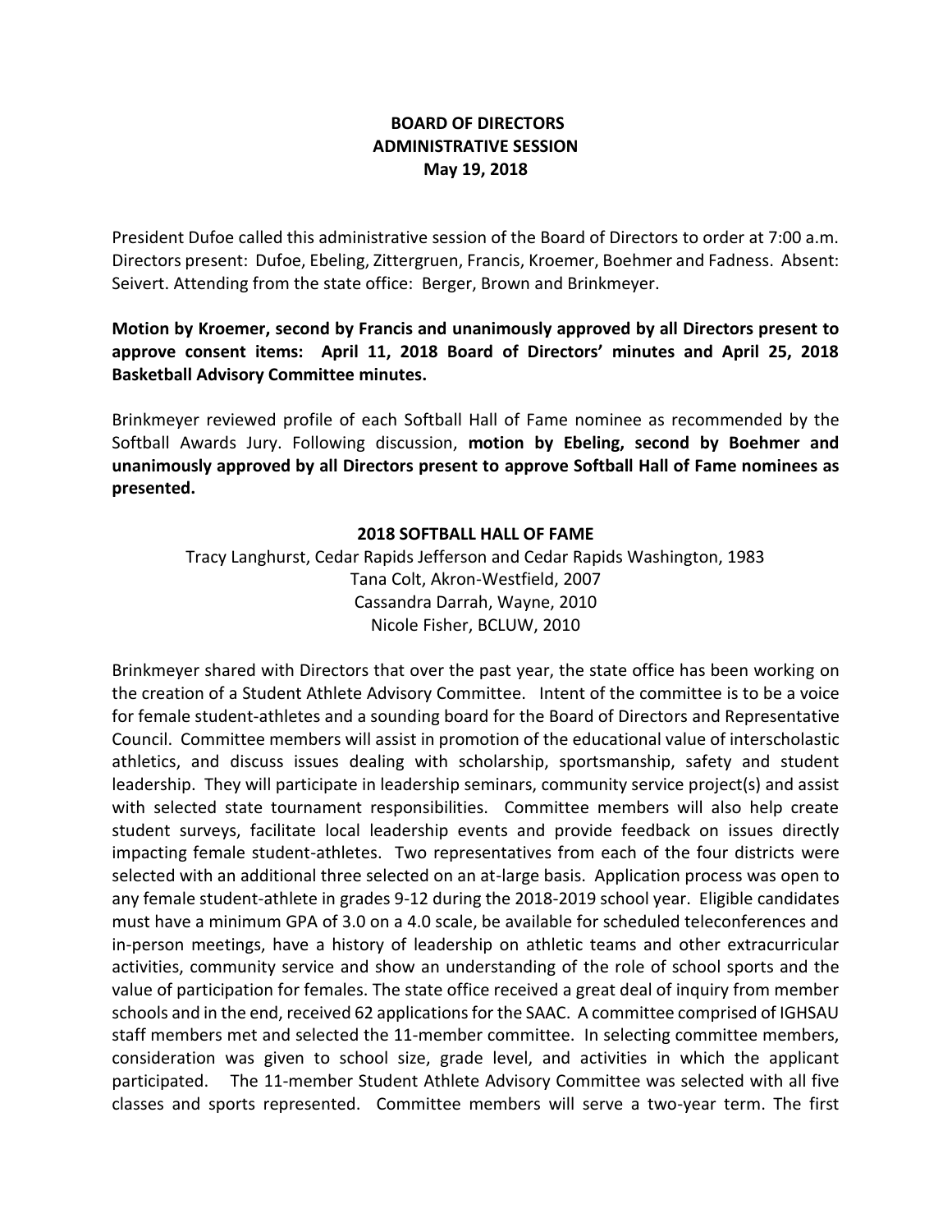**BOARD OF DIRECTORS**
**ADMINISTRATIVE SESSION**
**May 19, 2018**

President Dufoe called this administrative session of the Board of Directors to order at 7:00 a.m. Directors present: Dufoe, Ebeling, Zittergruen, Francis, Kroemer, Boehmer and Fadness. Absent: Seivert. Attending from the state office: Berger, Brown and Brinkmeyer.

**Motion by Kroemer, second by Francis and unanimously approved by all Directors present to approve consent items: April 11, 2018 Board of Directors' minutes and April 25, 2018 Basketball Advisory Committee minutes.**

Brinkmeyer reviewed profile of each Softball Hall of Fame nominee as recommended by the Softball Awards Jury. Following discussion, **motion by Ebeling, second by Boehmer and unanimously approved by all Directors present to approve Softball Hall of Fame nominees as presented.**

**2018 SOFTBALL HALL OF FAME**

Tracy Langhurst, Cedar Rapids Jefferson and Cedar Rapids Washington, 1983
Tana Colt, Akron-Westfield, 2007
Cassandra Darrah, Wayne, 2010
Nicole Fisher, BCLUW, 2010

Brinkmeyer shared with Directors that over the past year, the state office has been working on the creation of a Student Athlete Advisory Committee. Intent of the committee is to be a voice for female student-athletes and a sounding board for the Board of Directors and Representative Council. Committee members will assist in promotion of the educational value of interscholastic athletics, and discuss issues dealing with scholarship, sportsmanship, safety and student leadership. They will participate in leadership seminars, community service project(s) and assist with selected state tournament responsibilities. Committee members will also help create student surveys, facilitate local leadership events and provide feedback on issues directly impacting female student-athletes. Two representatives from each of the four districts were selected with an additional three selected on an at-large basis. Application process was open to any female student-athlete in grades 9-12 during the 2018-2019 school year. Eligible candidates must have a minimum GPA of 3.0 on a 4.0 scale, be available for scheduled teleconferences and in-person meetings, have a history of leadership on athletic teams and other extracurricular activities, community service and show an understanding of the role of school sports and the value of participation for females. The state office received a great deal of inquiry from member schools and in the end, received 62 applications for the SAAC. A committee comprised of IGHSAU staff members met and selected the 11-member committee. In selecting committee members, consideration was given to school size, grade level, and activities in which the applicant participated. The 11-member Student Athlete Advisory Committee was selected with all five classes and sports represented. Committee members will serve a two-year term. The first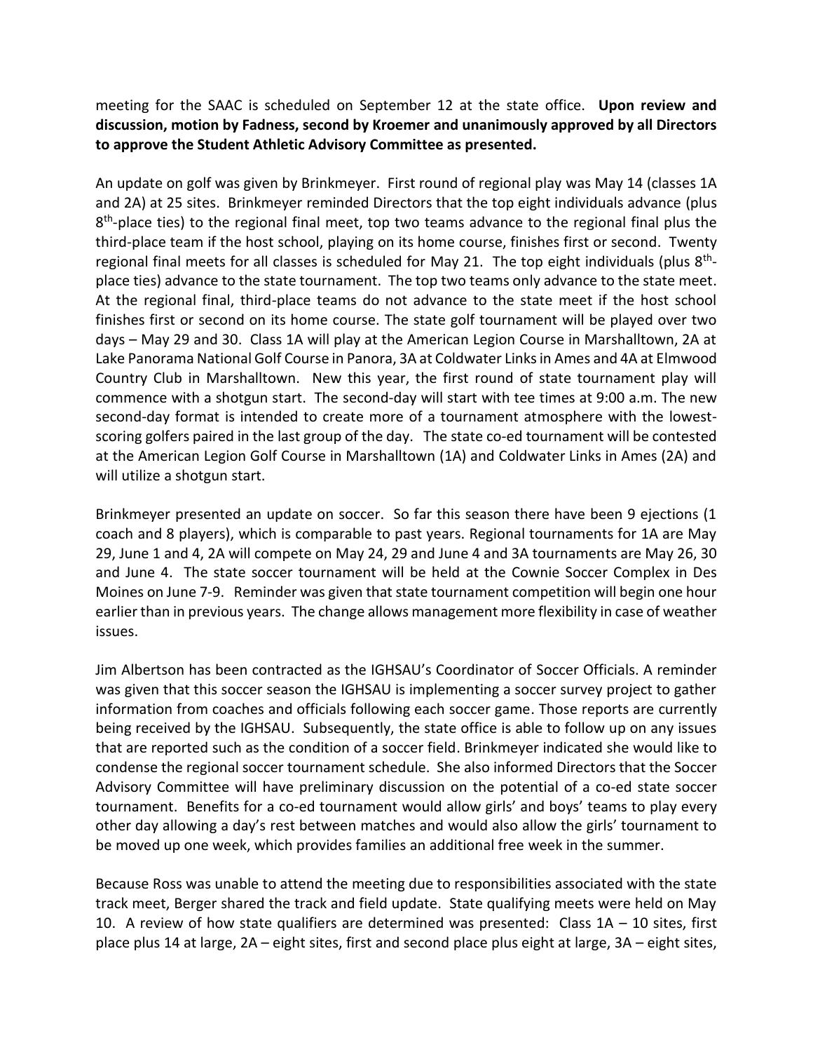meeting for the SAAC is scheduled on September 12 at the state office. **Upon review and discussion, motion by Fadness, second by Kroemer and unanimously approved by all Directors to approve the Student Athletic Advisory Committee as presented.**

An update on golf was given by Brinkmeyer. First round of regional play was May 14 (classes 1A and 2A) at 25 sites. Brinkmeyer reminded Directors that the top eight individuals advance (plus 8th-place ties) to the regional final meet, top two teams advance to the regional final plus the third-place team if the host school, playing on its home course, finishes first or second. Twenty regional final meets for all classes is scheduled for May 21. The top eight individuals (plus 8th-place ties) advance to the state tournament. The top two teams only advance to the state meet. At the regional final, third-place teams do not advance to the state meet if the host school finishes first or second on its home course. The state golf tournament will be played over two days – May 29 and 30. Class 1A will play at the American Legion Course in Marshalltown, 2A at Lake Panorama National Golf Course in Panora, 3A at Coldwater Links in Ames and 4A at Elmwood Country Club in Marshalltown. New this year, the first round of state tournament play will commence with a shotgun start. The second-day will start with tee times at 9:00 a.m. The new second-day format is intended to create more of a tournament atmosphere with the lowest-scoring golfers paired in the last group of the day. The state co-ed tournament will be contested at the American Legion Golf Course in Marshalltown (1A) and Coldwater Links in Ames (2A) and will utilize a shotgun start.

Brinkmeyer presented an update on soccer. So far this season there have been 9 ejections (1 coach and 8 players), which is comparable to past years. Regional tournaments for 1A are May 29, June 1 and 4, 2A will compete on May 24, 29 and June 4 and 3A tournaments are May 26, 30 and June 4. The state soccer tournament will be held at the Cownie Soccer Complex in Des Moines on June 7-9. Reminder was given that state tournament competition will begin one hour earlier than in previous years. The change allows management more flexibility in case of weather issues.

Jim Albertson has been contracted as the IGHSAU's Coordinator of Soccer Officials. A reminder was given that this soccer season the IGHSAU is implementing a soccer survey project to gather information from coaches and officials following each soccer game. Those reports are currently being received by the IGHSAU. Subsequently, the state office is able to follow up on any issues that are reported such as the condition of a soccer field. Brinkmeyer indicated she would like to condense the regional soccer tournament schedule. She also informed Directors that the Soccer Advisory Committee will have preliminary discussion on the potential of a co-ed state soccer tournament. Benefits for a co-ed tournament would allow girls' and boys' teams to play every other day allowing a day's rest between matches and would also allow the girls' tournament to be moved up one week, which provides families an additional free week in the summer.

Because Ross was unable to attend the meeting due to responsibilities associated with the state track meet, Berger shared the track and field update. State qualifying meets were held on May 10. A review of how state qualifiers are determined was presented: Class 1A – 10 sites, first place plus 14 at large, 2A – eight sites, first and second place plus eight at large, 3A – eight sites,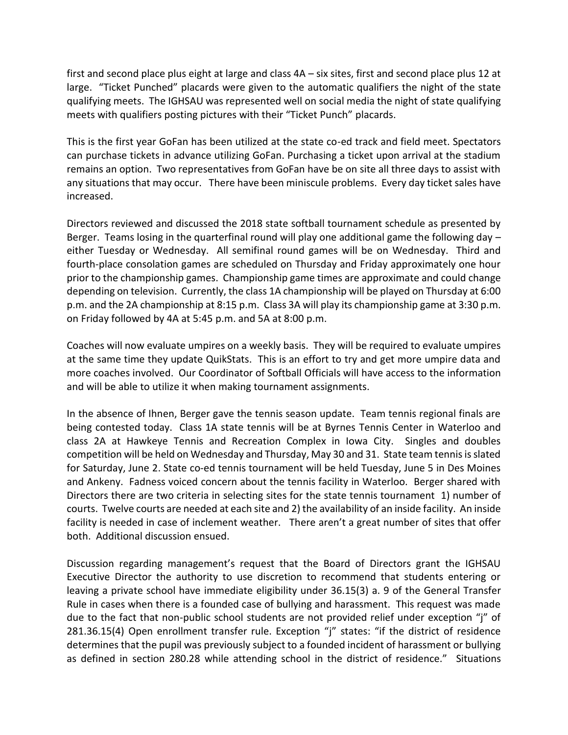first and second place plus eight at large and class 4A – six sites, first and second place plus 12 at large. "Ticket Punched" placards were given to the automatic qualifiers the night of the state qualifying meets. The IGHSAU was represented well on social media the night of state qualifying meets with qualifiers posting pictures with their "Ticket Punch" placards.

This is the first year GoFan has been utilized at the state co-ed track and field meet. Spectators can purchase tickets in advance utilizing GoFan. Purchasing a ticket upon arrival at the stadium remains an option. Two representatives from GoFan have be on site all three days to assist with any situations that may occur. There have been miniscule problems. Every day ticket sales have increased.

Directors reviewed and discussed the 2018 state softball tournament schedule as presented by Berger. Teams losing in the quarterfinal round will play one additional game the following day – either Tuesday or Wednesday. All semifinal round games will be on Wednesday. Third and fourth-place consolation games are scheduled on Thursday and Friday approximately one hour prior to the championship games. Championship game times are approximate and could change depending on television. Currently, the class 1A championship will be played on Thursday at 6:00 p.m. and the 2A championship at 8:15 p.m. Class 3A will play its championship game at 3:30 p.m. on Friday followed by 4A at 5:45 p.m. and 5A at 8:00 p.m.

Coaches will now evaluate umpires on a weekly basis. They will be required to evaluate umpires at the same time they update QuikStats. This is an effort to try and get more umpire data and more coaches involved. Our Coordinator of Softball Officials will have access to the information and will be able to utilize it when making tournament assignments.

In the absence of Ihnen, Berger gave the tennis season update. Team tennis regional finals are being contested today. Class 1A state tennis will be at Byrnes Tennis Center in Waterloo and class 2A at Hawkeye Tennis and Recreation Complex in Iowa City. Singles and doubles competition will be held on Wednesday and Thursday, May 30 and 31. State team tennis is slated for Saturday, June 2. State co-ed tennis tournament will be held Tuesday, June 5 in Des Moines and Ankeny. Fadness voiced concern about the tennis facility in Waterloo. Berger shared with Directors there are two criteria in selecting sites for the state tennis tournament 1) number of courts. Twelve courts are needed at each site and 2) the availability of an inside facility. An inside facility is needed in case of inclement weather. There aren't a great number of sites that offer both. Additional discussion ensued.

Discussion regarding management's request that the Board of Directors grant the IGHSAU Executive Director the authority to use discretion to recommend that students entering or leaving a private school have immediate eligibility under 36.15(3) a. 9 of the General Transfer Rule in cases when there is a founded case of bullying and harassment. This request was made due to the fact that non-public school students are not provided relief under exception "j" of 281.36.15(4) Open enrollment transfer rule. Exception "j" states: "if the district of residence determines that the pupil was previously subject to a founded incident of harassment or bullying as defined in section 280.28 while attending school in the district of residence." Situations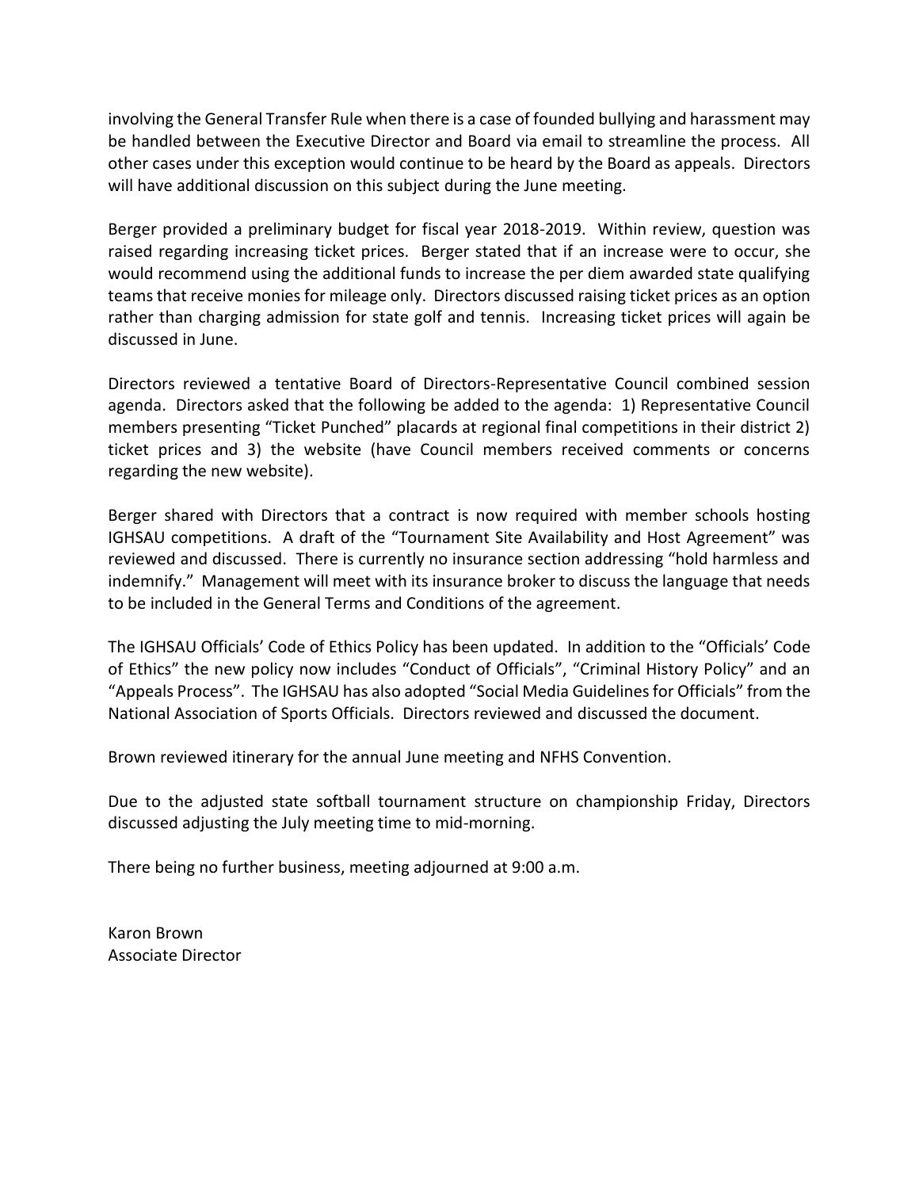involving the General Transfer Rule when there is a case of founded bullying and harassment may be handled between the Executive Director and Board via email to streamline the process. All other cases under this exception would continue to be heard by the Board as appeals. Directors will have additional discussion on this subject during the June meeting.

Berger provided a preliminary budget for fiscal year 2018-2019. Within review, question was raised regarding increasing ticket prices. Berger stated that if an increase were to occur, she would recommend using the additional funds to increase the per diem awarded state qualifying teams that receive monies for mileage only. Directors discussed raising ticket prices as an option rather than charging admission for state golf and tennis. Increasing ticket prices will again be discussed in June.

Directors reviewed a tentative Board of Directors-Representative Council combined session agenda. Directors asked that the following be added to the agenda: 1) Representative Council members presenting "Ticket Punched" placards at regional final competitions in their district 2) ticket prices and 3) the website (have Council members received comments or concerns regarding the new website).

Berger shared with Directors that a contract is now required with member schools hosting IGHSAU competitions. A draft of the "Tournament Site Availability and Host Agreement" was reviewed and discussed. There is currently no insurance section addressing "hold harmless and indemnify." Management will meet with its insurance broker to discuss the language that needs to be included in the General Terms and Conditions of the agreement.

The IGHSAU Officials' Code of Ethics Policy has been updated. In addition to the "Officials' Code of Ethics" the new policy now includes "Conduct of Officials", "Criminal History Policy" and an "Appeals Process". The IGHSAU has also adopted "Social Media Guidelines for Officials" from the National Association of Sports Officials. Directors reviewed and discussed the document.

Brown reviewed itinerary for the annual June meeting and NFHS Convention.

Due to the adjusted state softball tournament structure on championship Friday, Directors discussed adjusting the July meeting time to mid-morning.

There being no further business, meeting adjourned at 9:00 a.m.

Karon Brown
Associate Director